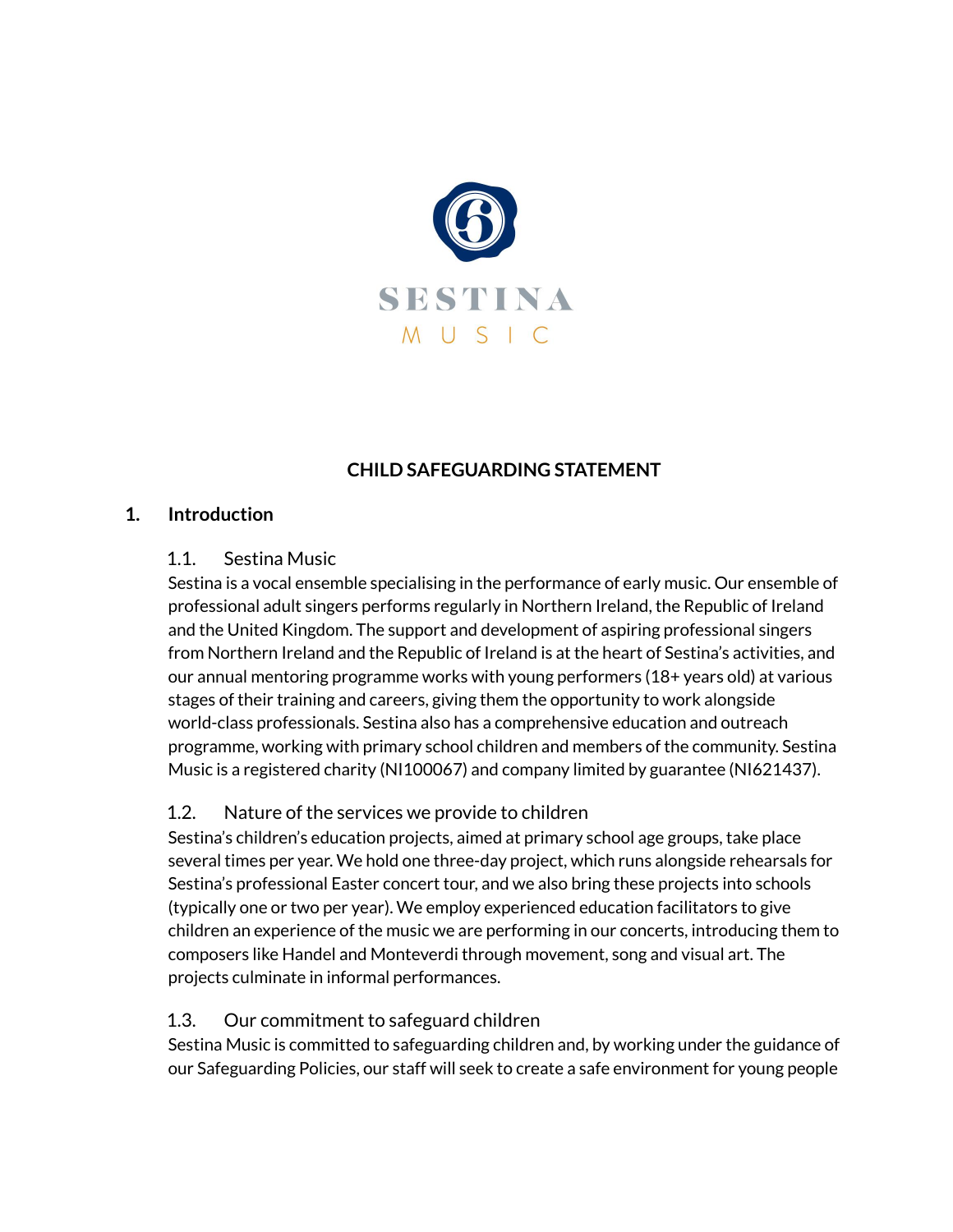SESTINA

MUSIC

# CHILD SAFEGUARDING STATEMENT

## 1. Introduction

### 1.1. Sestina Music

Sestina is a vocal ensemble specialising in the performance of early music. Our ensemble of professional adult singers performs regularly in Northern Ireland, the Republic of Ireland and the United Kingdom. The support and development of aspiring professional singers from Northern Ireland and the Republic of Ireland is at the heart of Sestina's activities, and our annual mentoring programme works with young performers (18+ years old) at various stages of their training and careers, giving them the opportunity to work alongside world-class professionals. Sestina also has a comprehensive education and outreach programme, working with primary school children and members of the community. Sestina Music is a registered charity (NI100067) and company limited by guarantee (NI621437).

### 1.2. Nature of the services we provide to children

Sestina's children's education projects, aimed at primary school age groups, take place several times per year. We hold one three-day project, which runs alongside rehearsals for Sestina's professional Easter concert tour, and we also bring these projects into schools (typically one or two per year). We employ experienced education facilitators to give children an experience of the music we are performing in our concerts, introducing them to composers like Handel and Monteverdi through movement, song and visual art. The projects culminate in informal performances.

### 1.3. Our commitment to safeguard children

Sestina Music is committed to safeguarding children and, by working under the guidance of our Safeguarding Policies, our staff will seek to create a safe environment for young people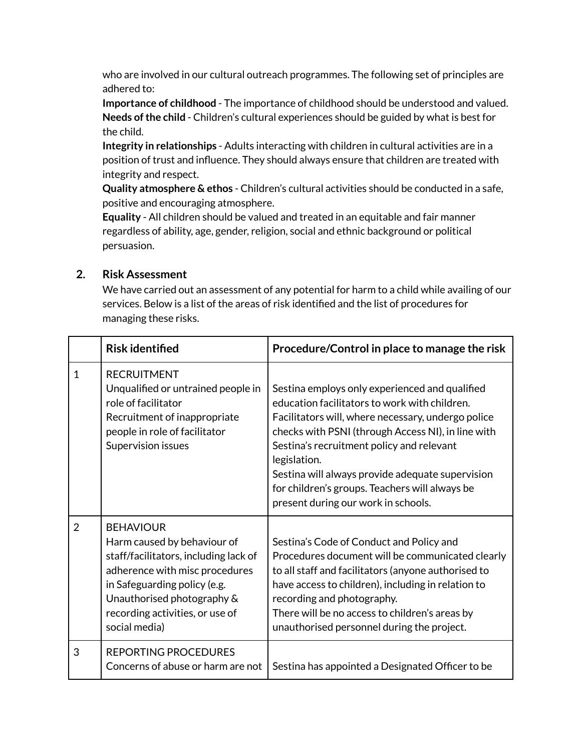who are involved in our cultural outreach programmes. The following set of principles are adhered to:

**Importance of childhood** - The importance of childhood should be understood and valued.
**Needs of the child** - Children's cultural experiences should be guided by what is best for the child.
**Integrity in relationships** - Adults interacting with children in cultural activities are in a position of trust and influence. They should always ensure that children are treated with integrity and respect.
**Quality atmosphere & ethos** - Children's cultural activities should be conducted in a safe, positive and encouraging atmosphere.
**Equality** - All children should be valued and treated in an equitable and fair manner regardless of ability, age, gender, religion, social and ethnic background or political persuasion.

## 2. Risk Assessment

We have carried out an assessment of any potential for harm to a child while availing of our services. Below is a list of the areas of risk identified and the list of procedures for managing these risks.

| | **Risk identified** | **Procedure/Control in place to manage the risk** |
|---|---|---|
| 1 | RECRUITMENT<br>Unqualified or untrained people in role of facilitator<br>Recruitment of inappropriate people in role of facilitator<br>Supervision issues | Sestina employs only experienced and qualified education facilitators to work with children. Facilitators will, where necessary, undergo police checks with PSNI (through Access NI), in line with Sestina's recruitment policy and relevant legislation.<br>Sestina will always provide adequate supervision for children's groups. Teachers will always be present during our work in schools. |
| 2 | BEHAVIOUR<br>Harm caused by behaviour of staff/facilitators, including lack of adherence with misc procedures in Safeguarding policy (e.g. Unauthorised photography & recording activities, or use of social media) | Sestina's Code of Conduct and Policy and Procedures document will be communicated clearly to all staff and facilitators (anyone authorised to have access to children), including in relation to recording and photography.<br>There will be no access to children's areas by unauthorised personnel during the project. |
| 3 | REPORTING PROCEDURES<br>Concerns of abuse or harm are not | Sestina has appointed a Designated Officer to be |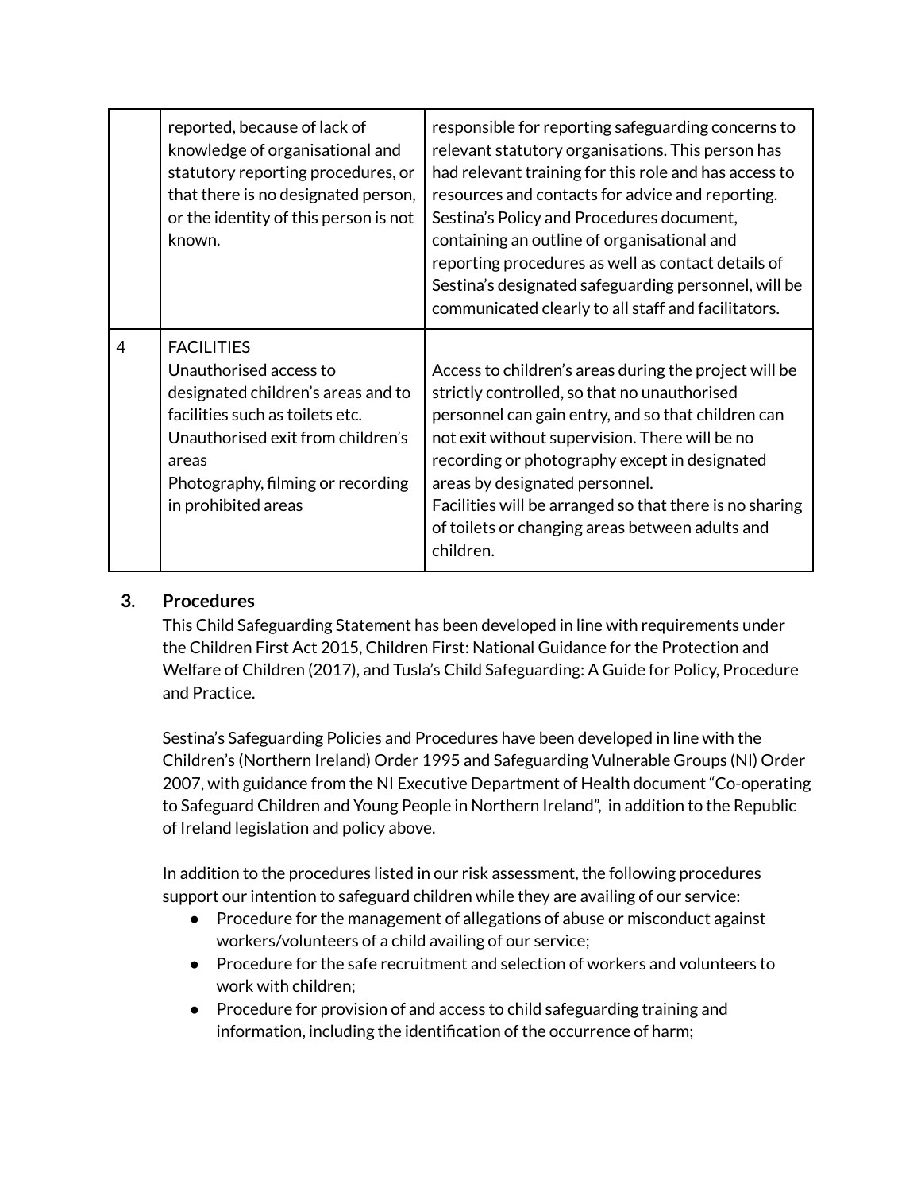| | | |
|---|---|---|
| | reported, because of lack of knowledge of organisational and statutory reporting procedures, or that there is no designated person, or the identity of this person is not known. | responsible for reporting safeguarding concerns to relevant statutory organisations. This person has had relevant training for this role and has access to resources and contacts for advice and reporting. Sestina's Policy and Procedures document, containing an outline of organisational and reporting procedures as well as contact details of Sestina's designated safeguarding personnel, will be communicated clearly to all staff and facilitators. |
| 4 | FACILITIES<br>Unauthorised access to designated children's areas and to facilities such as toilets etc.<br>Unauthorised exit from children's areas<br>Photography, filming or recording in prohibited areas | Access to children's areas during the project will be strictly controlled, so that no unauthorised personnel can gain entry, and so that children can not exit without supervision. There will be no recording or photography except in designated areas by designated personnel.<br>Facilities will be arranged so that there is no sharing of toilets or changing areas between adults and children. |

## 3. Procedures

This Child Safeguarding Statement has been developed in line with requirements under the Children First Act 2015, Children First: National Guidance for the Protection and Welfare of Children (2017), and Tusla's Child Safeguarding: A Guide for Policy, Procedure and Practice.

Sestina's Safeguarding Policies and Procedures have been developed in line with the Children's (Northern Ireland) Order 1995 and Safeguarding Vulnerable Groups (NI) Order 2007, with guidance from the NI Executive Department of Health document "Co-operating to Safeguard Children and Young People in Northern Ireland", in addition to the Republic of Ireland legislation and policy above.

In addition to the procedures listed in our risk assessment, the following procedures support our intention to safeguard children while they are availing of our service:

- Procedure for the management of allegations of abuse or misconduct against workers/volunteers of a child availing of our service;
- Procedure for the safe recruitment and selection of workers and volunteers to work with children;
- Procedure for provision of and access to child safeguarding training and information, including the identification of the occurrence of harm;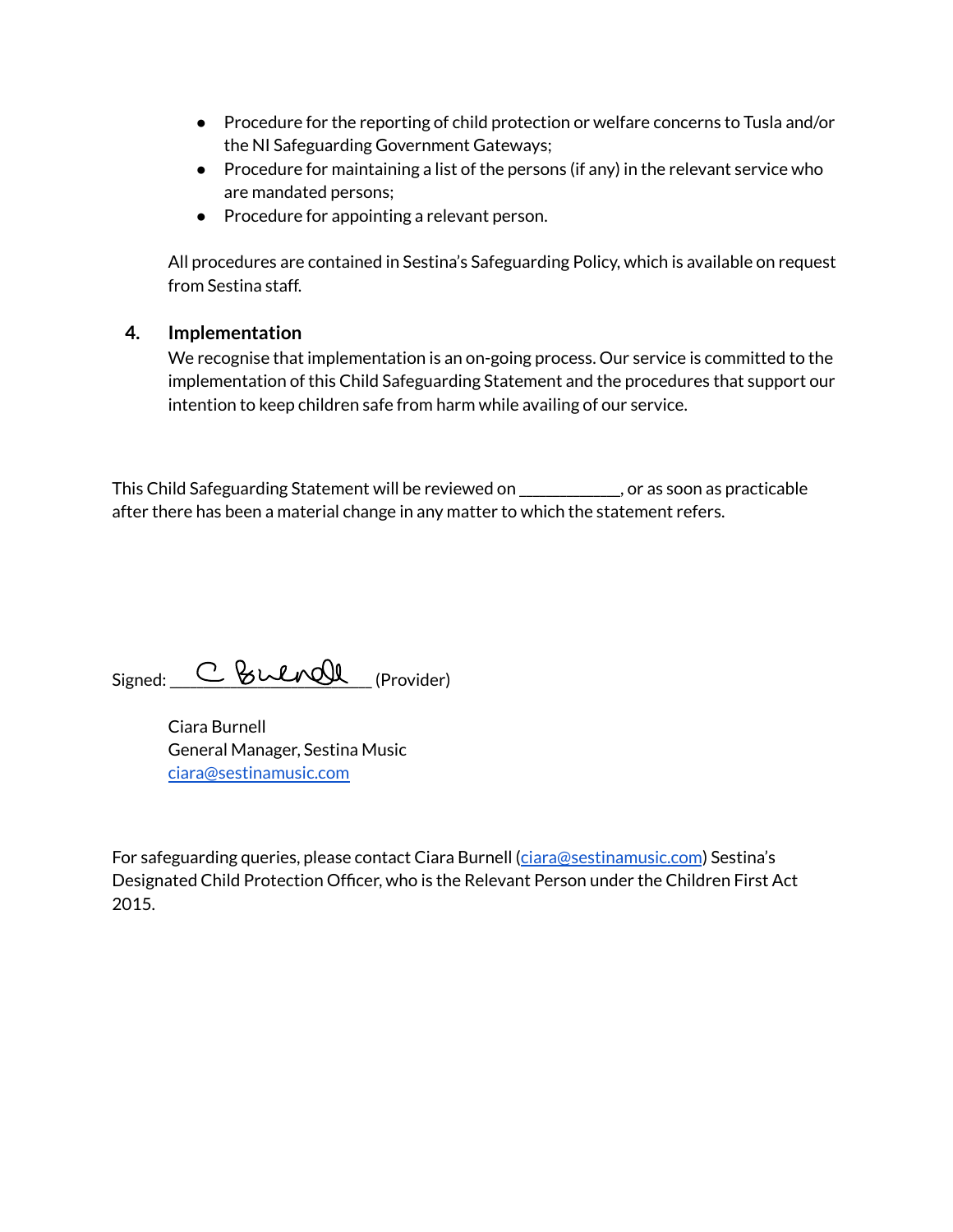- Procedure for the reporting of child protection or welfare concerns to Tusla and/or the NI Safeguarding Government Gateways;
- Procedure for maintaining a list of the persons (if any) in the relevant service who are mandated persons;
- Procedure for appointing a relevant person.

All procedures are contained in Sestina's Safeguarding Policy, which is available on request from Sestina staff.

4. **Implementation**

We recognise that implementation is an on-going process. Our service is committed to the implementation of this Child Safeguarding Statement and the procedures that support our intention to keep children safe from harm while availing of our service.

This Child Safeguarding Statement will be reviewed on ___________, or as soon as practicable after there has been a material change in any matter to which the statement refers.

Signed: C Burnell (Provider)

Ciara Burnell
General Manager, Sestina Music
ciara@sestinamusic.com

For safeguarding queries, please contact Ciara Burnell (ciara@sestinamusic.com) Sestina's Designated Child Protection Officer, who is the Relevant Person under the Children First Act 2015.